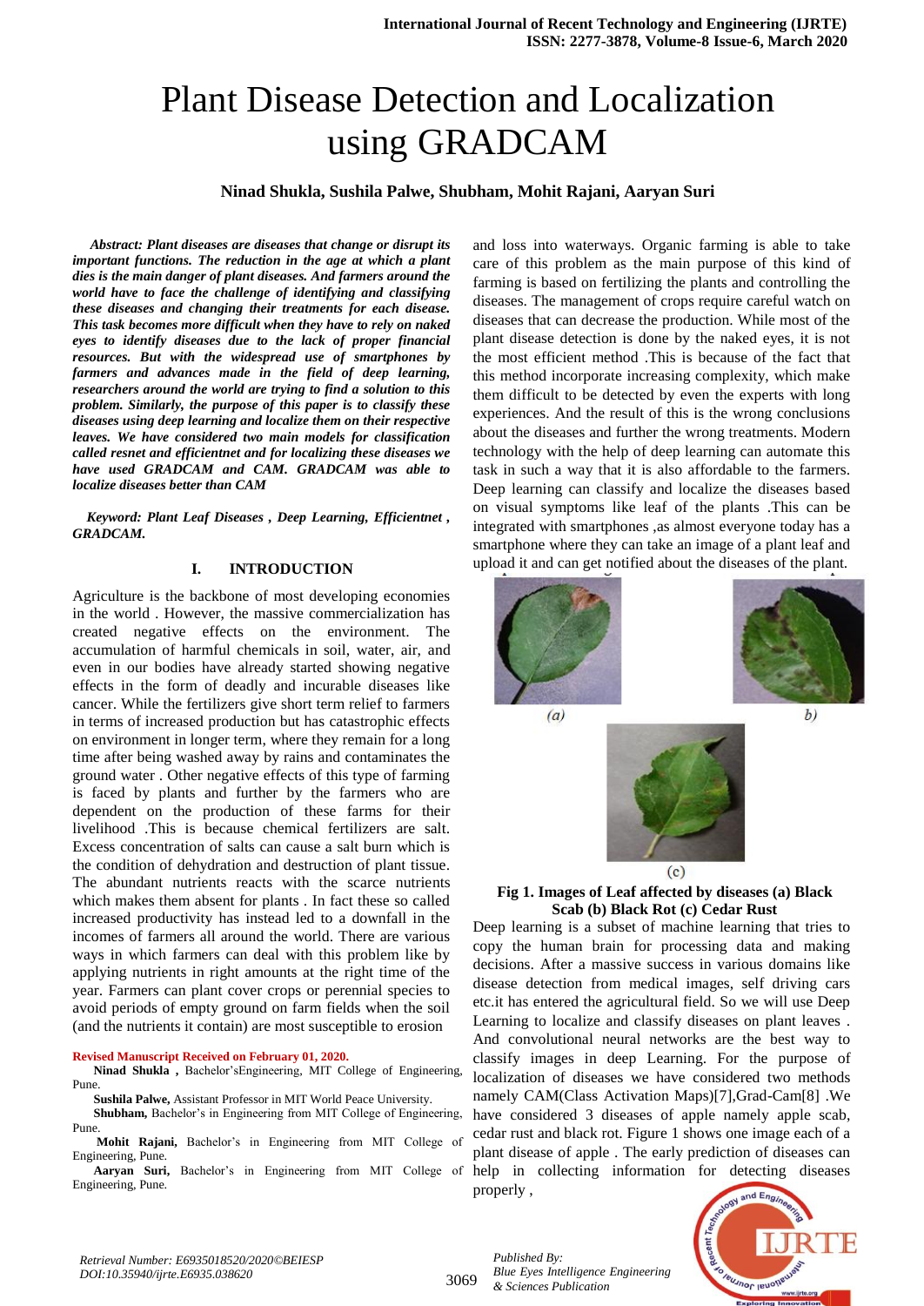# Plant Disease Detection and Localization using GRADCAM

**Ninad Shukla, Sushila Palwe, Shubham, Mohit Rajani, Aaryan Suri**

***Abstract:*** ***Plant diseases are diseases that change or disrupt its important functions. The reduction in the age at which a plant dies is the main danger of plant diseases. And farmers around the world have to face the challenge of identifying and classifying these diseases and changing their treatments for each disease. This task becomes more difficult when they have to rely on naked eyes to identify diseases due to the lack of proper financial resources. But with the widespread use of smartphones by farmers and advances made in the field of deep learning, researchers around the world are trying to find a solution to this problem. Similarly, the purpose of this paper is to classify these diseases using deep learning and localize them on their respective leaves. We have considered two main models for classification called resnet and efficientnet and for localizing these diseases we have used GRADCAM and CAM. GRADCAM was able to localize diseases better than CAM***

***Keyword: Plant Leaf Diseases , Deep Learning, Efficientnet , GRADCAM.***

## I. INTRODUCTION

Agriculture is the backbone of most developing economies in the world . However, the massive commercialization has created negative effects on the environment. The accumulation of harmful chemicals in soil, water, air, and even in our bodies have already started showing negative effects in the form of deadly and incurable diseases like cancer. While the fertilizers give short term relief to farmers in terms of increased production but has catastrophic effects on environment in longer term, where they remain for a long time after being washed away by rains and contaminates the ground water . Other negative effects of this type of farming is faced by plants and further by the farmers who are dependent on the production of these farms for their livelihood .This is because chemical fertilizers are salt. Excess concentration of salts can cause a salt burn which is the condition of dehydration and destruction of plant tissue. The abundant nutrients reacts with the scarce nutrients which makes them absent for plants . In fact these so called increased productivity has instead led to a downfall in the incomes of farmers all around the world. There are various ways in which farmers can deal with this problem like by applying nutrients in right amounts at the right time of the year. Farmers can plant cover crops or perennial species to avoid periods of empty ground on farm fields when the soil (and the nutrients it contain) are most susceptible to erosion and loss into waterways. Organic farming is able to take care of this problem as the main purpose of this kind of farming is based on fertilizing the plants and controlling the diseases. The management of crops require careful watch on diseases that can decrease the production. While most of the plant disease detection is done by the naked eyes, it is not the most efficient method .This is because of the fact that this method incorporate increasing complexity, which make them difficult to be detected by even the experts with long experiences. And the result of this is the wrong conclusions about the diseases and further the wrong treatments. Modern technology with the help of deep learning can automate this task in such a way that it is also affordable to the farmers. Deep learning can classify and localize the diseases based on visual symptoms like leaf of the plants .This can be integrated with smartphones ,as almost everyone today has a smartphone where they can take an image of a plant leaf and upload it and can get notified about the diseases of the plant.

(a) b) (c)

**Fig 1. Images of Leaf affected by diseases (a) Black Scab (b) Black Rot (c) Cedar Rust**

Deep learning is a subset of machine learning that tries to copy the human brain for processing data and making decisions. After a massive success in various domains like disease detection from medical images, self driving cars etc.it has entered the agricultural field. So we will use Deep Learning to localize and classify diseases on plant leaves . And convolutional neural networks are the best way to classify images in deep Learning. For the purpose of localization of diseases we have considered two methods namely CAM(Class Activation Maps)[7],Grad-Cam[8] .We have considered 3 diseases of apple namely apple scab, cedar rust and black rot. Figure 1 shows one image each of a plant disease of apple . The early prediction of diseases can help in collecting information for detecting diseases properly ,

**Revised Manuscript Received on February 01, 2020.**

**Ninad Shukla ,** Bachelor'sEngineering, MIT College of Engineering, Pune.

**Sushila Palwe,** Assistant Professor in MIT World Peace University.

**Shubham,** Bachelor's in Engineering from MIT College of Engineering, Pune.

**Mohit Rajani,** Bachelor's in Engineering from MIT College of Engineering, Pune.

**Aaryan Suri,** Bachelor's in Engineering from MIT College of Engineering, Pune.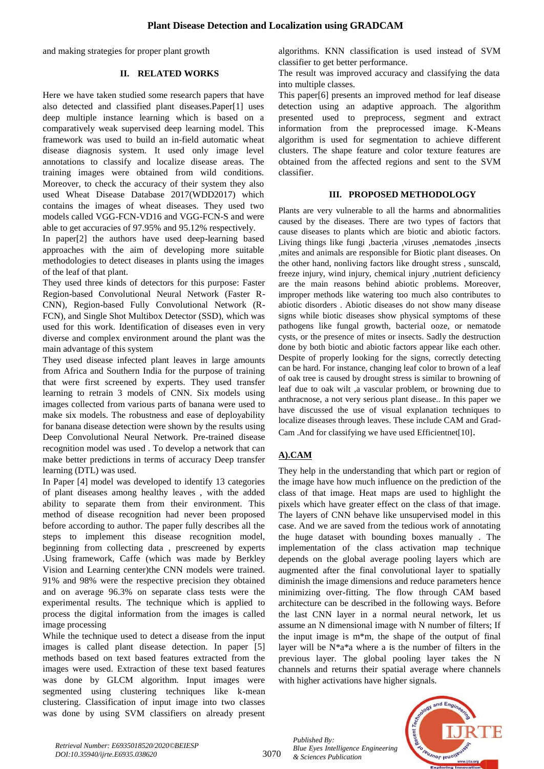and making strategies for proper plant growth

## II. RELATED WORKS

Here we have taken studied some research papers that have also detected and classified plant diseases.Paper[1] uses deep multiple instance learning which is based on a comparatively weak supervised deep learning model. This framework was used to build an in-field automatic wheat disease diagnosis system. It used only image level annotations to classify and localize disease areas. The training images were obtained from wild conditions. Moreover, to check the accuracy of their system they also used Wheat Disease Database 2017(WDD2017) which contains the images of wheat diseases. They used two models called VGG-FCN-VD16 and VGG-FCN-S and were able to get accuracies of 97.95% and 95.12% respectively.

In paper[2] the authors have used deep-learning based approaches with the aim of developing more suitable methodologies to detect diseases in plants using the images of the leaf of that plant.

They used three kinds of detectors for this purpose: Faster Region-based Convolutional Neural Network (Faster R-CNN), Region-based Fully Convolutional Network (R-FCN), and Single Shot Multibox Detector (SSD), which was used for this work. Identification of diseases even in very diverse and complex environment around the plant was the main advantage of this system

They used disease infected plant leaves in large amounts from Africa and Southern India for the purpose of training that were first screened by experts. They used transfer learning to retrain 3 models of CNN. Six models using images collected from various parts of banana were used to make six models. The robustness and ease of deployability for banana disease detection were shown by the results using Deep Convolutional Neural Network. Pre-trained disease recognition model was used . To develop a network that can make better predictions in terms of accuracy Deep transfer learning (DTL) was used.

In Paper [4] model was developed to identify 13 categories of plant diseases among healthy leaves , with the added ability to separate them from their environment. This method of disease recognition had never been proposed before according to author. The paper fully describes all the steps to implement this disease recognition model, beginning from collecting data , prescreened by experts .Using framework, Caffe (which was made by Berkley Vision and Learning center)the CNN models were trained. 91% and 98% were the respective precision they obtained and on average 96.3% on separate class tests were the experimental results. The technique which is applied to process the digital information from the images is called image processing

While the technique used to detect a disease from the input images is called plant disease detection. In paper [5] methods based on text based features extracted from the images were used. Extraction of these text based features was done by GLCM algorithm. Input images were segmented using clustering techniques like k-mean clustering. Classification of input image into two classes was done by using SVM classifiers on already present algorithms. KNN classification is used instead of SVM classifier to get better performance.

The result was improved accuracy and classifying the data into multiple classes.

This paper[6] presents an improved method for leaf disease detection using an adaptive approach. The algorithm presented used to preprocess, segment and extract information from the preprocessed image. K-Means algorithm is used for segmentation to achieve different clusters. The shape feature and color texture features are obtained from the affected regions and sent to the SVM classifier.

## III. PROPOSED METHODOLOGY

Plants are very vulnerable to all the harms and abnormalities caused by the diseases. There are two types of factors that cause diseases to plants which are biotic and abiotic factors. Living things like fungi ,bacteria ,viruses ,nematodes ,insects ,mites and animals are responsible for Biotic plant diseases. On the other hand, nonliving factors like drought stress , sunscald, freeze injury, wind injury, chemical injury ,nutrient deficiency are the main reasons behind abiotic problems. Moreover, improper methods like watering too much also contributes to abiotic disorders . Abiotic diseases do not show many disease signs while biotic diseases show physical symptoms of these pathogens like fungal growth, bacterial ooze, or nematode cysts, or the presence of mites or insects. Sadly the destruction done by both biotic and abiotic factors appear like each other. Despite of properly looking for the signs, correctly detecting can be hard. For instance, changing leaf color to brown of a leaf of oak tree is caused by drought stress is similar to browning of leaf due to oak wilt ,a vascular problem, or browning due to anthracnose, a not very serious plant disease.. In this paper we have discussed the use of visual explanation techniques to localize diseases through leaves. These include CAM and Grad-Cam .And for classifying we have used Efficientnet[10].

### A).CAM

They help in the understanding that which part or region of the image have how much influence on the prediction of the class of that image. Heat maps are used to highlight the pixels which have greater effect on the class of that image. The layers of CNN behave like unsupervised model in this case. And we are saved from the tedious work of annotating the huge dataset with bounding boxes manually . The implementation of the class activation map technique depends on the global average pooling layers which are augmented after the final convolutional layer to spatially diminish the image dimensions and reduce parameters hence minimizing over-fitting. The flow through CAM based architecture can be described in the following ways. Before the last CNN layer in a normal neural network, let us assume an N dimensional image with N number of filters; If the input image is m\*m, the shape of the output of final layer will be N\*a\*a where a is the number of filters in the previous layer. The global pooling layer takes the N channels and returns their spatial average where channels with higher activations have higher signals.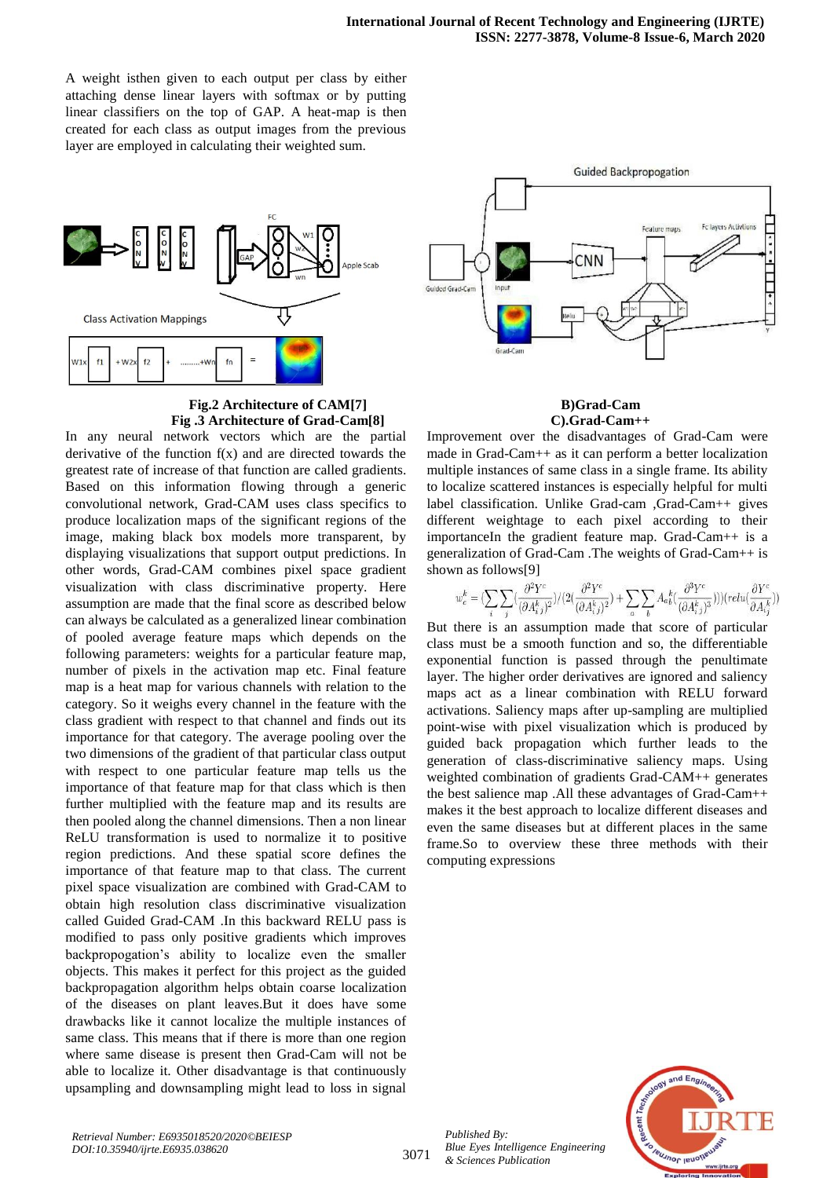A weight isthen given to each output per class by either attaching dense linear layers with softmax or by putting linear classifiers on the top of GAP. A heat-map is then created for each class as output images from the previous layer are employed in calculating their weighted sum.

**Fig.2 Architecture of CAM[7]**

**Fig .3 Architecture of Grad-Cam[8]**

In any neural network vectors which are the partial derivative of the function f(x) and are directed towards the greatest rate of increase of that function are called gradients. Based on this information flowing through a generic convolutional network, Grad-CAM uses class specifics to produce localization maps of the significant regions of the image, making black box models more transparent, by displaying visualizations that support output predictions. In other words, Grad-CAM combines pixel space gradient visualization with class discriminative property. Here assumption are made that the final score as described below can always be calculated as a generalized linear combination of pooled average feature maps which depends on the following parameters: weights for a particular feature map, number of pixels in the activation map etc. Final feature map is a heat map for various channels with relation to the category. So it weighs every channel in the feature with the class gradient with respect to that channel and finds out its importance for that category. The average pooling over the two dimensions of the gradient of that particular class output with respect to one particular feature map tells us the importance of that feature map for that class which is then further multiplied with the feature map and its results are then pooled along the channel dimensions. Then a non linear ReLU transformation is used to normalize it to positive region predictions. And these spatial score defines the importance of that feature map to that class. The current pixel space visualization are combined with Grad-CAM to obtain high resolution class discriminative visualization called Guided Grad-CAM .In this backward RELU pass is modified to pass only positive gradients which improves backpropogation's ability to localize even the smaller objects. This makes it perfect for this project as the guided backpropagation algorithm helps obtain coarse localization of the diseases on plant leaves.But it does have some drawbacks like it cannot localize the multiple instances of same class. This means that if there is more than one region where same disease is present then Grad-Cam will not be able to localize it. Other disadvantage is that continuously upsampling and downsampling might lead to loss in signal

**B)Grad-Cam**

**C).Grad-Cam++**

Improvement over the disadvantages of Grad-Cam were made in Grad-Cam++ as it can perform a better localization multiple instances of same class in a single frame. Its ability to localize scattered instances is especially helpful for multi label classification. Unlike Grad-cam ,Grad-Cam++ gives different weightage to each pixel according to their importanceIn the gradient feature map. Grad-Cam++ is a generalization of Grad-Cam .The weights of Grad-Cam++ is shown as follows[9]

$$w_c^k = \left(\sum_i \sum_j \left(\frac{\partial^2 Y^c}{(\partial A_{ij}^k)^2}\right) / \left(2\left(\frac{\partial^2 Y^c}{(\partial A_{ij}^k)^2}\right) + \sum_a \sum_b A_{ab}^k \left(\frac{\partial^3 Y^c}{(\partial A_{ij}^k)^3}\right)\right)\right)\left(relu\left(\frac{\partial Y^c}{\partial A_{ij}^k}\right)\right)$$

But there is an assumption made that score of particular class must be a smooth function and so, the differentiable exponential function is passed through the penultimate layer. The higher order derivatives are ignored and saliency maps act as a linear combination with RELU forward activations. Saliency maps after up-sampling are multiplied point-wise with pixel visualization which is produced by guided back propagation which further leads to the generation of class-discriminative saliency maps. Using weighted combination of gradients Grad-CAM++ generates the best salience map .All these advantages of Grad-Cam++ makes it the best approach to localize different diseases and even the same diseases but at different places in the same frame.So to overview these three methods with their computing expressions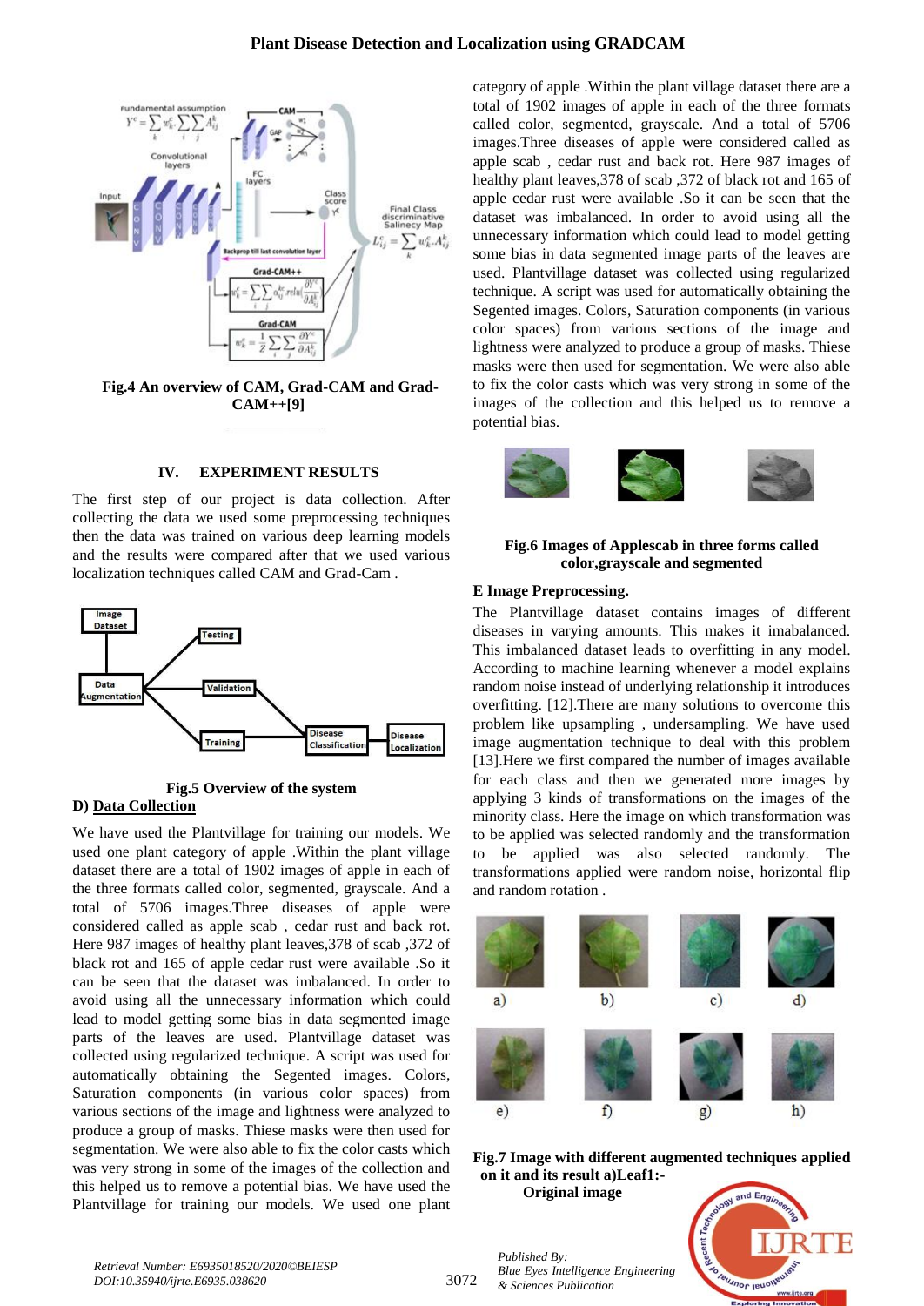**Fig.4 An overview of CAM, Grad-CAM and Grad-CAM++[9]**

## IV. EXPERIMENT RESULTS

The first step of our project is data collection. After collecting the data we used some preprocessing techniques then the data was trained on various deep learning models and the results were compared after that we used various localization techniques called CAM and Grad-Cam .

**Fig.5 Overview of the system**

### D) Data Collection

We have used the Plantvillage for training our models. We used one plant category of apple .Within the plant village dataset there are a total of 1902 images of apple in each of the three formats called color, segmented, grayscale. And a total of 5706 images.Three diseases of apple were considered called as apple scab , cedar rust and back rot. Here 987 images of healthy plant leaves,378 of scab ,372 of black rot and 165 of apple cedar rust were available .So it can be seen that the dataset was imbalanced. In order to avoid using all the unnecessary information which could lead to model getting some bias in data segmented image parts of the leaves are used. Plantvillage dataset was collected using regularized technique. A script was used for automatically obtaining the Segented images. Colors, Saturation components (in various color spaces) from various sections of the image and lightness were analyzed to produce a group of masks. Thiese masks were then used for segmentation. We were also able to fix the color casts which was very strong in some of the images of the collection and this helped us to remove a potential bias. We have used the Plantvillage for training our models. We used one plant category of apple .Within the plant village dataset there are a total of 1902 images of apple in each of the three formats called color, segmented, grayscale. And a total of 5706 images.Three diseases of apple were considered called as apple scab , cedar rust and back rot. Here 987 images of healthy plant leaves,378 of scab ,372 of black rot and 165 of apple cedar rust were available .So it can be seen that the dataset was imbalanced. In order to avoid using all the unnecessary information which could lead to model getting some bias in data segmented image parts of the leaves are used. Plantvillage dataset was collected using regularized technique. A script was used for automatically obtaining the Segented images. Colors, Saturation components (in various color spaces) from various sections of the image and lightness were analyzed to produce a group of masks. Thiese masks were then used for segmentation. We were also able to fix the color casts which was very strong in some of the images of the collection and this helped us to remove a potential bias.

**Fig.6 Images of Applescab in three forms called color,grayscale and segmented**

### E Image Preprocessing.

The Plantvillage dataset contains images of different diseases in varying amounts. This makes it imabalanced. This imbalanced dataset leads to overfitting in any model. According to machine learning whenever a model explains random noise instead of underlying relationship it introduces overfitting. [12].There are many solutions to overcome this problem like upsampling , undersampling. We have used image augmentation technique to deal with this problem [13].Here we first compared the number of images available for each class and then we generated more images by applying 3 kinds of transformations on the images of the minority class. Here the image on which transformation was to be applied was selected randomly and the transformation to be applied was also selected randomly. The transformations applied were random noise, horizontal flip and random rotation .

**Fig.7 Image with different augmented techniques applied on it and its result a)Leaf1:- Original image**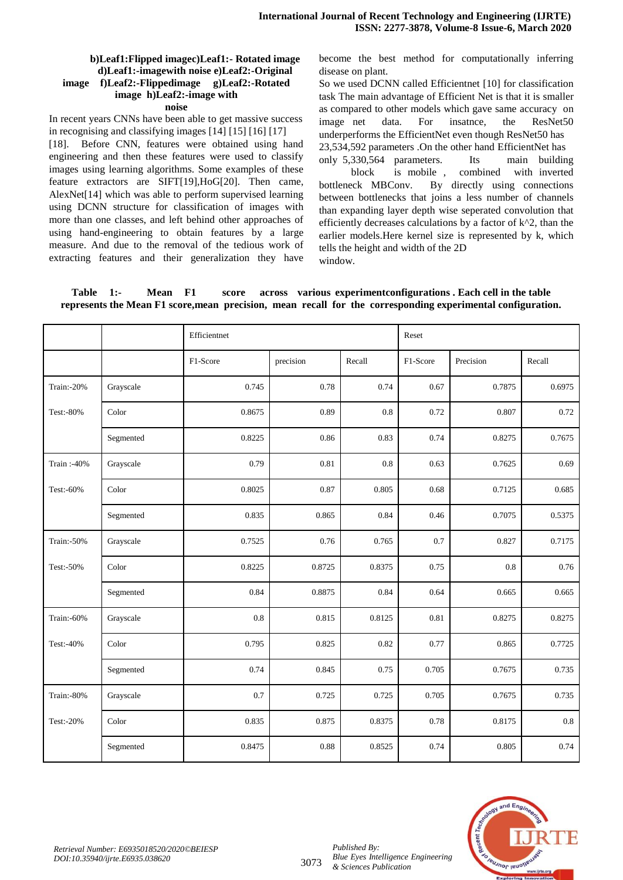**b)Leaf1:Flipped imagec)Leaf1:- Rotated image d)Leaf1:-imagewith noise e)Leaf2:-Original image f)Leaf2:-Flippedimage g)Leaf2:-Rotated image h)Leaf2:-image with noise**

In recent years CNNs have been able to get massive success in recognising and classifying images [14] [15] [16] [17] [18]. Before CNN, features were obtained using hand engineering and then these features were used to classify images using learning algorithms. Some examples of these feature extractors are SIFT[19],HoG[20]. Then came, AlexNet[14] which was able to perform supervised learning using DCNN structure for classification of images with more than one classes, and left behind other approaches of using hand-engineering to obtain features by a large measure. And due to the removal of the tedious work of extracting features and their generalization they have become the best method for computationally inferring disease on plant.

So we used DCNN called Efficientnet [10] for classification task The main advantage of Efficient Net is that it is smaller as compared to other models which gave same accuracy on image net data. For insatnce, the ResNet50 underperforms the EfficientNet even though ResNet50 has 23,534,592 parameters .On the other hand EfficientNet has only 5,330,564 parameters. Its main building block is mobile , combined with inverted bottleneck MBConv. By directly using connections between bottlenecks that joins a less number of channels than expanding layer depth wise seperated convolution that efficiently decreases calculations by a factor of k^2, than the earlier models.Here kernel size is represented by k, which tells the height and width of the 2D window.

**Table 1:- Mean F1 score across various experimentconfigurations . Each cell in the table represents the Mean F1 score,mean precision, mean recall for the corresponding experimental configuration.**

| | | Efficientnet | | | Reset | | |
|---|---|---|---|---|---|---|---|
| | | F1-Score | precision | Recall | F1-Score | Precision | Recall |
| Train:-20% Test:-80% | Grayscale | 0.745 | 0.78 | 0.74 | 0.67 | 0.7875 | 0.6975 |
| | Color | 0.8675 | 0.89 | 0.8 | 0.72 | 0.807 | 0.72 |
| | Segmented | 0.8225 | 0.86 | 0.83 | 0.74 | 0.8275 | 0.7675 |
| Train :-40% Test:-60% | Grayscale | 0.79 | 0.81 | 0.8 | 0.63 | 0.7625 | 0.69 |
| | Color | 0.8025 | 0.87 | 0.805 | 0.68 | 0.7125 | 0.685 |
| | Segmented | 0.835 | 0.865 | 0.84 | 0.46 | 0.7075 | 0.5375 |
| Train:-50% Test:-50% | Grayscale | 0.7525 | 0.76 | 0.765 | 0.7 | 0.827 | 0.7175 |
| | Color | 0.8225 | 0.8725 | 0.8375 | 0.75 | 0.8 | 0.76 |
| | Segmented | 0.84 | 0.8875 | 0.84 | 0.64 | 0.665 | 0.665 |
| Train:-60% Test:-40% | Grayscale | 0.8 | 0.815 | 0.8125 | 0.81 | 0.8275 | 0.8275 |
| | Color | 0.795 | 0.825 | 0.82 | 0.77 | 0.865 | 0.7725 |
| | Segmented | 0.74 | 0.845 | 0.75 | 0.705 | 0.7675 | 0.735 |
| Train:-80% Test:-20% | Grayscale | 0.7 | 0.725 | 0.725 | 0.705 | 0.7675 | 0.735 |
| | Color | 0.835 | 0.875 | 0.8375 | 0.78 | 0.8175 | 0.8 |
| | Segmented | 0.8475 | 0.88 | 0.8525 | 0.74 | 0.805 | 0.74 |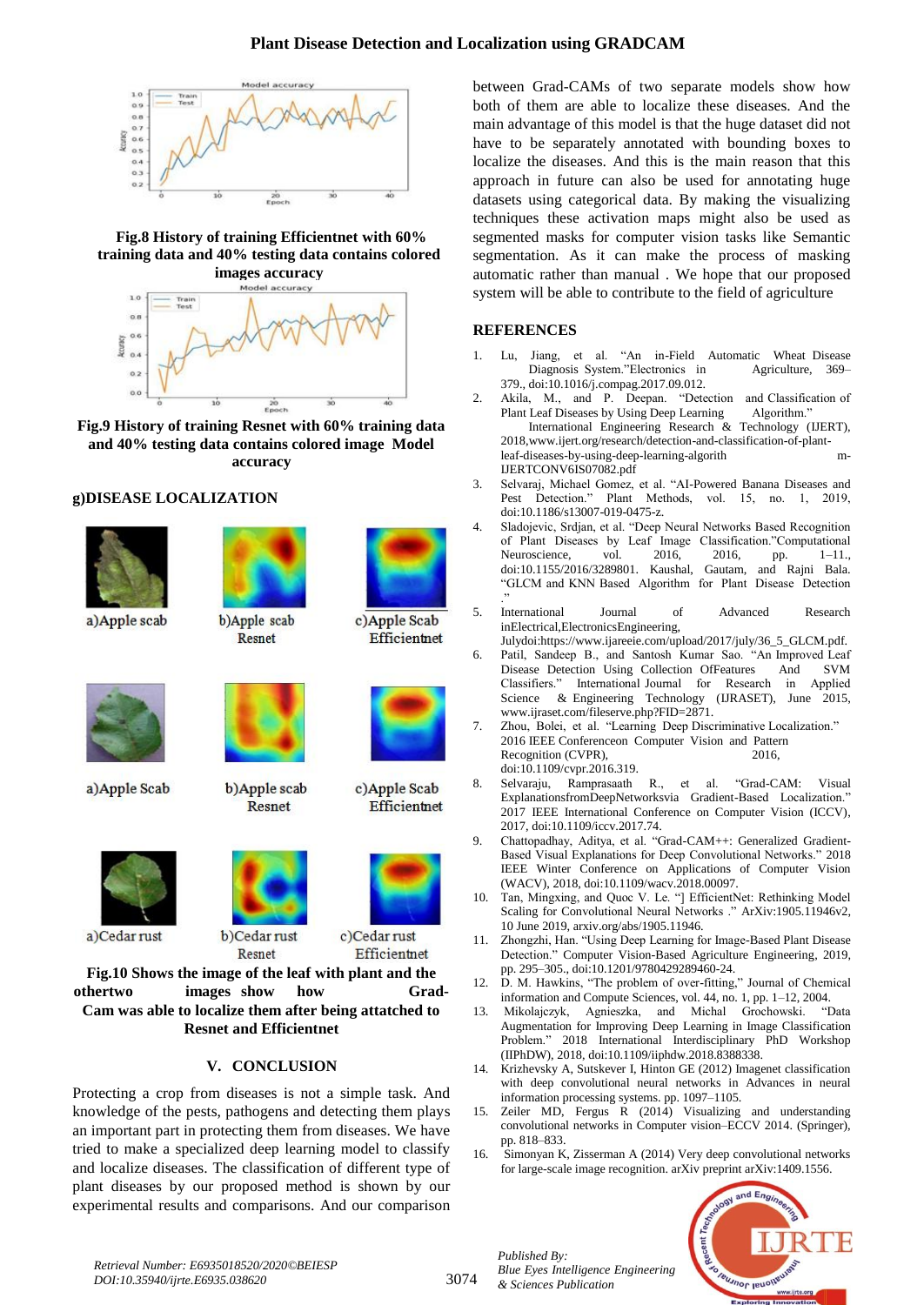Fig.8 History of training Efficientnet with 60% training data and 40% testing data contains colored images accuracy

Fig.9 History of training Resnet with 60% training data and 40% testing data contains colored image Model accuracy

## g)DISEASE LOCALIZATION

a)Apple scab b)Apple scab Resnet c)Apple Scab Efficientnet

a)Apple Scab b)Apple scab Resnet c)Apple Scab Efficientnet

a)Cedar rust b)Cedar rust Resnet c)Cedar rust Efficientnet

**Fig.10 Shows the image of the leaf with plant and the othertwo images show how Grad-Cam was able to localize them after being attatched to Resnet and Efficientnet**

## V. CONCLUSION

Protecting a crop from diseases is not a simple task. And knowledge of the pests, pathogens and detecting them plays an important part in protecting them from diseases. We have tried to make a specialized deep learning model to classify and localize diseases. The classification of different type of plant diseases by our proposed method is shown by our experimental results and comparisons. And our comparison between Grad-CAMs of two separate models show how both of them are able to localize these diseases. And the main advantage of this model is that the huge dataset did not have to be separately annotated with bounding boxes to localize the diseases. And this is the main reason that this approach in future can also be used for annotating huge datasets using categorical data. By making the visualizing techniques these activation maps might also be used as segmented masks for computer vision tasks like Semantic segmentation. As it can make the process of masking automatic rather than manual . We hope that our proposed system will be able to contribute to the field of agriculture

## REFERENCES

1. Lu, Jiang, et al. "An in-Field Automatic Wheat Disease Diagnosis System."Electronics in Agriculture, 369–379., doi:10.1016/j.compag.2017.09.012.
2. Akila, M., and P. Deepan. "Detection and Classification of Plant Leaf Diseases by Using Deep Learning Algorithm." International Engineering Research & Technology (IJERT), 2018,www.ijert.org/research/detection-and-classification-of-plant-leaf-diseases-by-using-deep-learning-algorith m-IJERTCONV6IS07082.pdf
3. Selvaraj, Michael Gomez, et al. "AI-Powered Banana Diseases and Pest Detection." Plant Methods, vol. 15, no. 1, 2019, doi:10.1186/s13007-019-0475-z.
4. Sladojevic, Srdjan, et al. "Deep Neural Networks Based Recognition of Plant Diseases by Leaf Image Classification."Computational Neuroscience, vol. 2016, 2016, pp. 1–11., doi:10.1155/2016/3289801. Kaushal, Gautam, and Rajni Bala. "GLCM and KNN Based Algorithm for Plant Disease Detection ."
5. International Journal of Advanced Research inElectrical,ElectronicsEngineering, Julydoi:https://www.ijareeie.com/upload/2017/july/36_5_GLCM.pdf.
6. Patil, Sandeep B., and Santosh Kumar Sao. "An Improved Leaf Disease Detection Using Collection OfFeatures And SVM Classifiers." International Journal for Research in Applied Science & Engineering Technology (IJRASET), June 2015, www.ijraset.com/fileserve.php?FID=2871.
7. Zhou, Bolei, et al. "Learning Deep Discriminative Localization." 2016 IEEE Conferenceon Computer Vision and Pattern Recognition (CVPR), 2016, doi:10.1109/cvpr.2016.319.
8. Selvaraju, Ramprasaath R., et al. "Grad-CAM: Visual ExplanationsfromDeepNetworksvia Gradient-Based Localization." 2017 IEEE International Conference on Computer Vision (ICCV), 2017, doi:10.1109/iccv.2017.74.
9. Chattopadhay, Aditya, et al. "Grad-CAM++: Generalized Gradient-Based Visual Explanations for Deep Convolutional Networks." 2018 IEEE Winter Conference on Applications of Computer Vision (WACV), 2018, doi:10.1109/wacv.2018.00097.
10. Tan, Mingxing, and Quoc V. Le. "] EfficientNet: Rethinking Model Scaling for Convolutional Neural Networks ." ArXiv:1905.11946v2, 10 June 2019, arxiv.org/abs/1905.11946.
11. Zhongzhi, Han. "Using Deep Learning for Image-Based Plant Disease Detection." Computer Vision-Based Agriculture Engineering, 2019, pp. 295–305., doi:10.1201/9780429289460-24.
12. D. M. Hawkins, "The problem of over-fitting," Journal of Chemical information and Compute Sciences, vol. 44, no. 1, pp. 1–12, 2004.
13. Mikolajczyk, Agnieszka, and Michal Grochowski. "Data Augmentation for Improving Deep Learning in Image Classification Problem." 2018 International Interdisciplinary PhD Workshop (IIPhDW), 2018, doi:10.1109/iiphdw.2018.8388338.
14. Krizhevsky A, Sutskever I, Hinton GE (2012) Imagenet classification with deep convolutional neural networks in Advances in neural information processing systems. pp. 1097–1105.
15. Zeiler MD, Fergus R (2014) Visualizing and understanding convolutional networks in Computer vision–ECCV 2014. (Springer), pp. 818–833.
16. Simonyan K, Zisserman A (2014) Very deep convolutional networks for large-scale image recognition. arXiv preprint arXiv:1409.1556.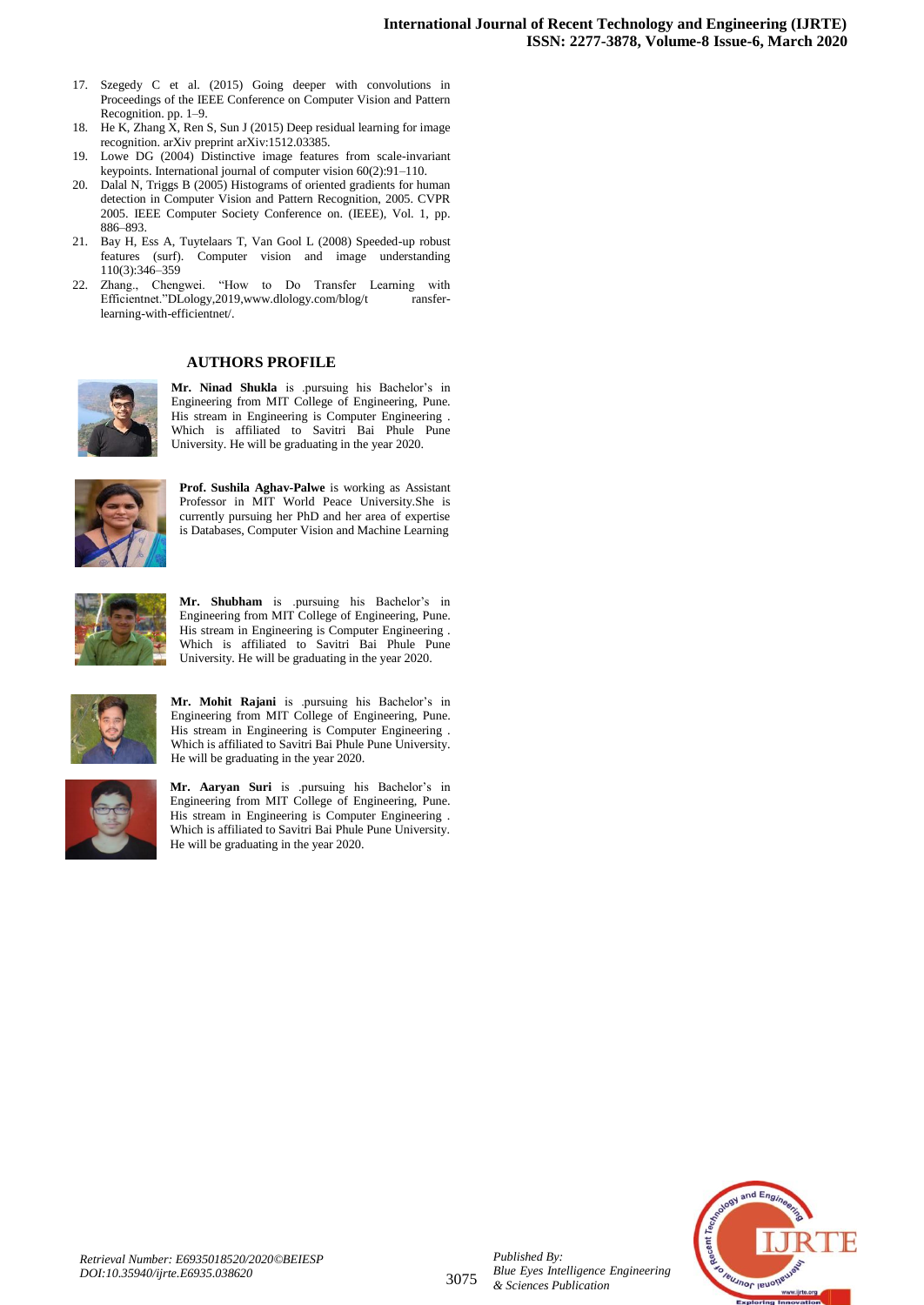17. Szegedy C et al. (2015) Going deeper with convolutions in Proceedings of the IEEE Conference on Computer Vision and Pattern Recognition. pp. 1–9.
18. He K, Zhang X, Ren S, Sun J (2015) Deep residual learning for image recognition. arXiv preprint arXiv:1512.03385.
19. Lowe DG (2004) Distinctive image features from scale-invariant keypoints. International journal of computer vision 60(2):91–110.
20. Dalal N, Triggs B (2005) Histograms of oriented gradients for human detection in Computer Vision and Pattern Recognition, 2005. CVPR 2005. IEEE Computer Society Conference on. (IEEE), Vol. 1, pp. 886–893.
21. Bay H, Ess A, Tuytelaars T, Van Gool L (2008) Speeded-up robust features (surf). Computer vision and image understanding 110(3):346–359
22. Zhang., Chengwei. "How to Do Transfer Learning with Efficientnet."DLology,2019,www.dlology.com/blog/t ransfer-learning-with-efficientnet/.

## AUTHORS PROFILE

**Mr. Ninad Shukla** is .pursuing his Bachelor's in Engineering from MIT College of Engineering, Pune. His stream in Engineering is Computer Engineering . Which is affiliated to Savitri Bai Phule Pune University. He will be graduating in the year 2020.

**Prof. Sushila Aghav-Palwe** is working as Assistant Professor in MIT World Peace University.She is currently pursuing her PhD and her area of expertise is Databases, Computer Vision and Machine Learning

**Mr. Shubham** is .pursuing his Bachelor's in Engineering from MIT College of Engineering, Pune. His stream in Engineering is Computer Engineering . Which is affiliated to Savitri Bai Phule Pune University. He will be graduating in the year 2020.

**Mr. Mohit Rajani** is .pursuing his Bachelor's in Engineering from MIT College of Engineering, Pune. His stream in Engineering is Computer Engineering . Which is affiliated to Savitri Bai Phule Pune University. He will be graduating in the year 2020.

**Mr. Aaryan Suri** is .pursuing his Bachelor's in Engineering from MIT College of Engineering, Pune. His stream in Engineering is Computer Engineering . Which is affiliated to Savitri Bai Phule Pune University. He will be graduating in the year 2020.